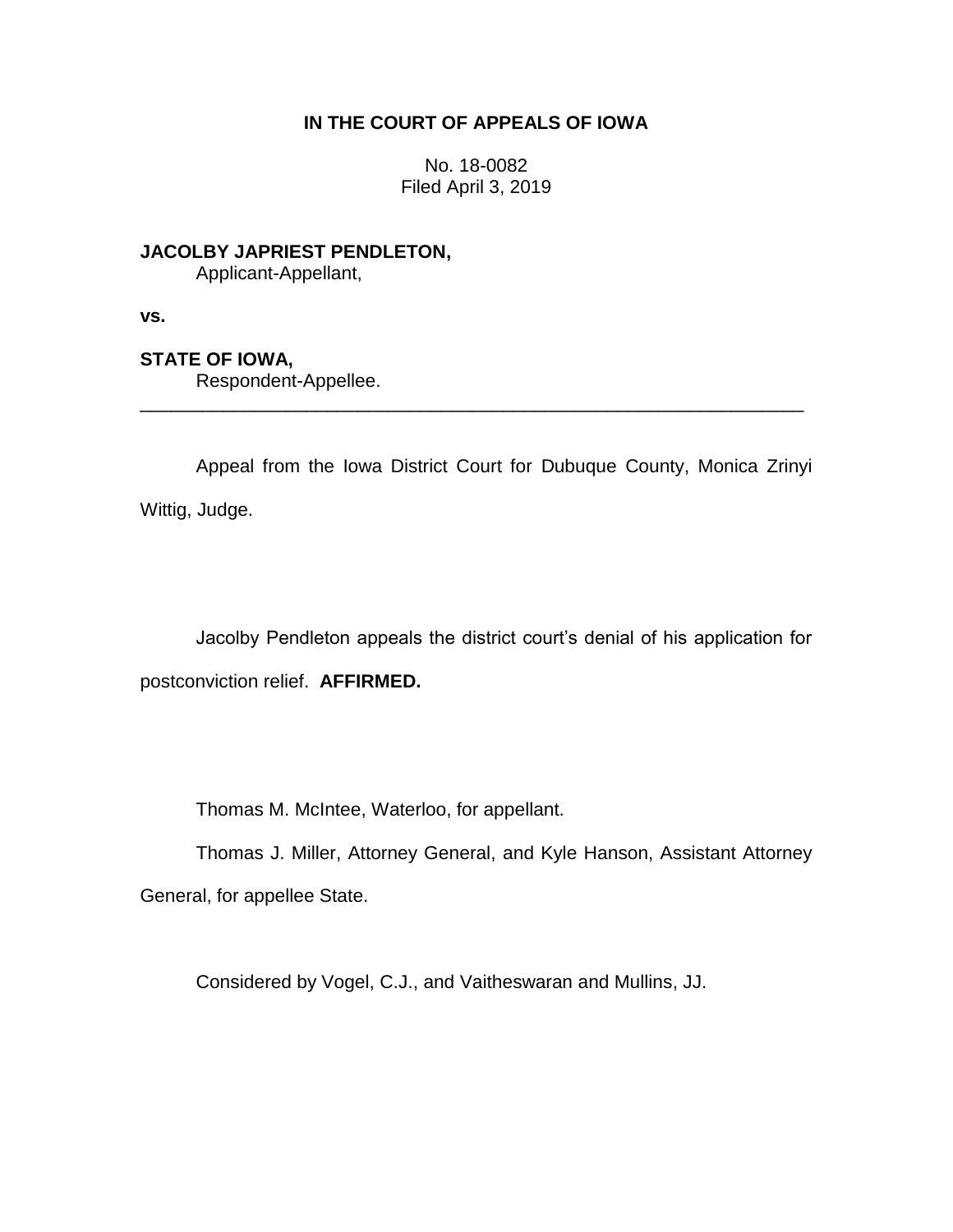**IN THE COURT OF APPEALS OF IOWA**

No. 18-0082
Filed April 3, 2019

**JACOLBY JAPRIEST PENDLETON,**
Applicant-Appellant,

**vs.**

**STATE OF IOWA,**
Respondent-Appellee.

---

Appeal from the Iowa District Court for Dubuque County, Monica Zrinyi Wittig, Judge.

Jacolby Pendleton appeals the district court's denial of his application for postconviction relief. **AFFIRMED.**

Thomas M. McIntee, Waterloo, for appellant.

Thomas J. Miller, Attorney General, and Kyle Hanson, Assistant Attorney General, for appellee State.

Considered by Vogel, C.J., and Vaitheswaran and Mullins, JJ.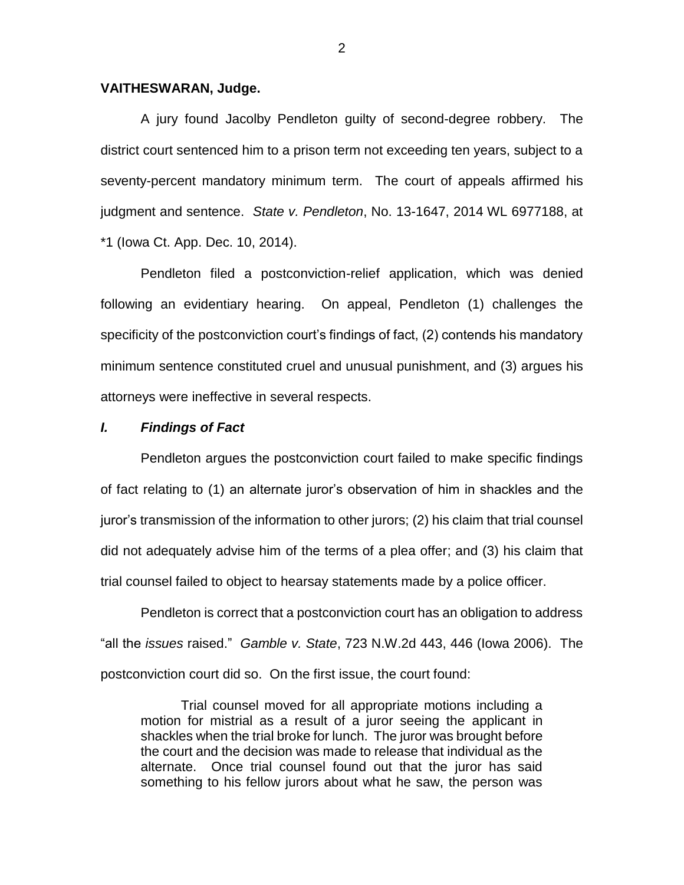**VAITHESWARAN, Judge.**

A jury found Jacolby Pendleton guilty of second-degree robbery. The district court sentenced him to a prison term not exceeding ten years, subject to a seventy-percent mandatory minimum term. The court of appeals affirmed his judgment and sentence. *State v. Pendleton*, No. 13-1647, 2014 WL 6977188, at *1 (Iowa Ct. App. Dec. 10, 2014).

Pendleton filed a postconviction-relief application, which was denied following an evidentiary hearing. On appeal, Pendleton (1) challenges the specificity of the postconviction court's findings of fact, (2) contends his mandatory minimum sentence constituted cruel and unusual punishment, and (3) argues his attorneys were ineffective in several respects.

### *I. Findings of Fact*

Pendleton argues the postconviction court failed to make specific findings of fact relating to (1) an alternate juror's observation of him in shackles and the juror's transmission of the information to other jurors; (2) his claim that trial counsel did not adequately advise him of the terms of a plea offer; and (3) his claim that trial counsel failed to object to hearsay statements made by a police officer.

Pendleton is correct that a postconviction court has an obligation to address "all the *issues* raised." *Gamble v. State*, 723 N.W.2d 443, 446 (Iowa 2006). The postconviction court did so. On the first issue, the court found:

> Trial counsel moved for all appropriate motions including a motion for mistrial as a result of a juror seeing the applicant in shackles when the trial broke for lunch. The juror was brought before the court and the decision was made to release that individual as the alternate. Once trial counsel found out that the juror has said something to his fellow jurors about what he saw, the person was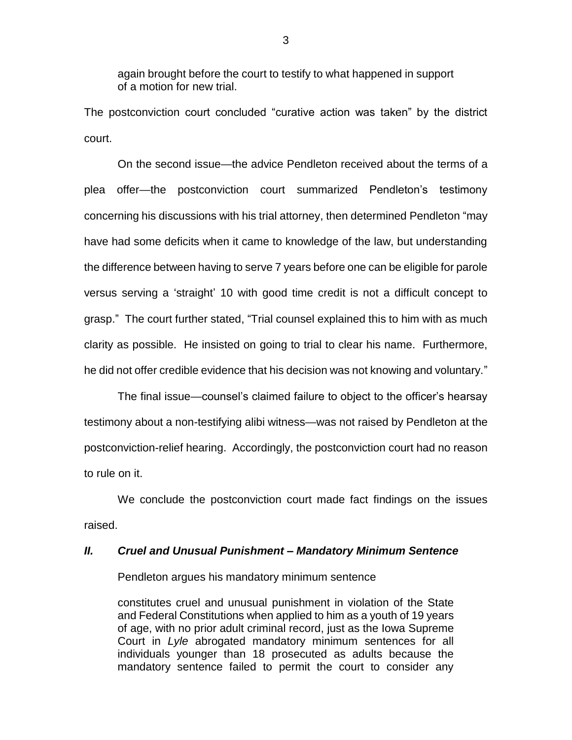> again brought before the court to testify to what happened in support of a motion for new trial.

The postconviction court concluded "curative action was taken" by the district court.

On the second issue—the advice Pendleton received about the terms of a plea offer—the postconviction court summarized Pendleton's testimony concerning his discussions with his trial attorney, then determined Pendleton "may have had some deficits when it came to knowledge of the law, but understanding the difference between having to serve 7 years before one can be eligible for parole versus serving a 'straight' 10 with good time credit is not a difficult concept to grasp." The court further stated, "Trial counsel explained this to him with as much clarity as possible. He insisted on going to trial to clear his name. Furthermore, he did not offer credible evidence that his decision was not knowing and voluntary."

The final issue—counsel's claimed failure to object to the officer's hearsay testimony about a non-testifying alibi witness—was not raised by Pendleton at the postconviction-relief hearing. Accordingly, the postconviction court had no reason to rule on it.

We conclude the postconviction court made fact findings on the issues raised.

### ***II. Cruel and Unusual Punishment – Mandatory Minimum Sentence***

Pendleton argues his mandatory minimum sentence

> constitutes cruel and unusual punishment in violation of the State and Federal Constitutions when applied to him as a youth of 19 years of age, with no prior adult criminal record, just as the Iowa Supreme Court in *Lyle* abrogated mandatory minimum sentences for all individuals younger than 18 prosecuted as adults because the mandatory sentence failed to permit the court to consider any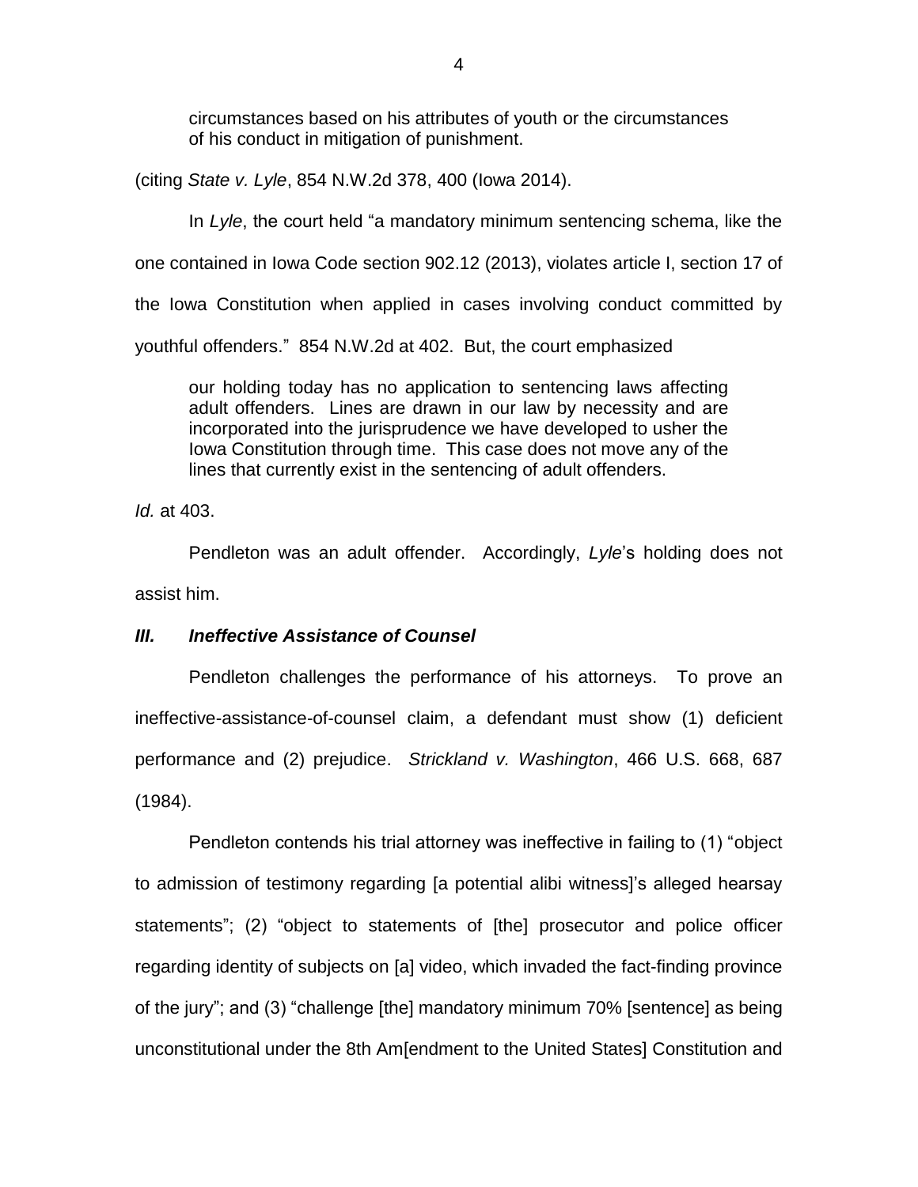> circumstances based on his attributes of youth or the circumstances of his conduct in mitigation of punishment.

(citing *State v. Lyle*, 854 N.W.2d 378, 400 (Iowa 2014).

In *Lyle*, the court held "a mandatory minimum sentencing schema, like the one contained in Iowa Code section 902.12 (2013), violates article I, section 17 of the Iowa Constitution when applied in cases involving conduct committed by youthful offenders." 854 N.W.2d at 402. But, the court emphasized

> our holding today has no application to sentencing laws affecting adult offenders. Lines are drawn in our law by necessity and are incorporated into the jurisprudence we have developed to usher the Iowa Constitution through time. This case does not move any of the lines that currently exist in the sentencing of adult offenders.

*Id.* at 403.

Pendleton was an adult offender. Accordingly, *Lyle*'s holding does not assist him.

### ***III. Ineffective Assistance of Counsel***

Pendleton challenges the performance of his attorneys. To prove an ineffective-assistance-of-counsel claim, a defendant must show (1) deficient performance and (2) prejudice. *Strickland v. Washington*, 466 U.S. 668, 687 (1984).

Pendleton contends his trial attorney was ineffective in failing to (1) "object to admission of testimony regarding [a potential alibi witness]'s alleged hearsay statements"; (2) "object to statements of [the] prosecutor and police officer regarding identity of subjects on [a] video, which invaded the fact-finding province of the jury"; and (3) "challenge [the] mandatory minimum 70% [sentence] as being unconstitutional under the 8th Am[endment to the United States] Constitution and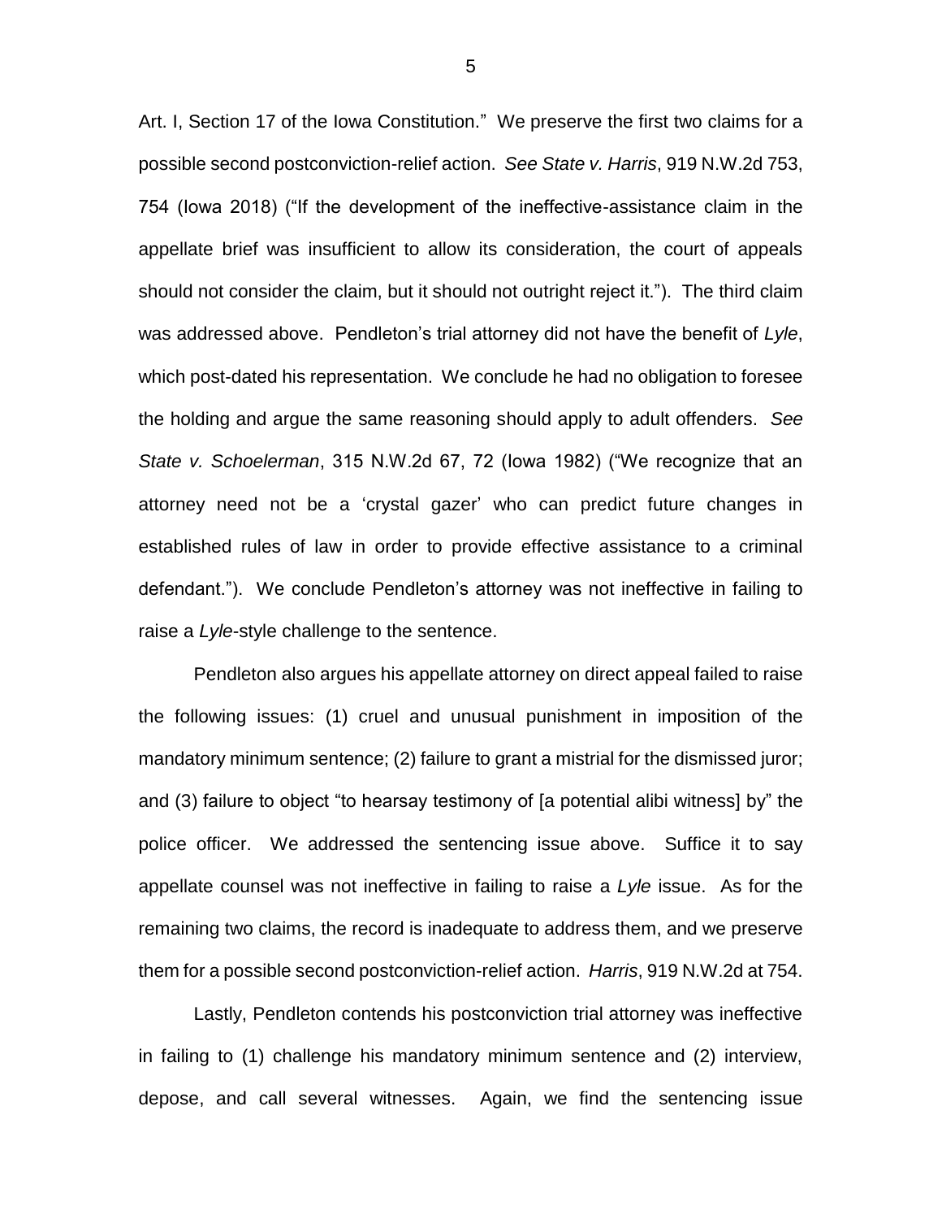Art. I, Section 17 of the Iowa Constitution." We preserve the first two claims for a possible second postconviction-relief action. *See State v. Harris*, 919 N.W.2d 753, 754 (Iowa 2018) ("If the development of the ineffective-assistance claim in the appellate brief was insufficient to allow its consideration, the court of appeals should not consider the claim, but it should not outright reject it."). The third claim was addressed above. Pendleton's trial attorney did not have the benefit of *Lyle*, which post-dated his representation. We conclude he had no obligation to foresee the holding and argue the same reasoning should apply to adult offenders. *See State v. Schoelerman*, 315 N.W.2d 67, 72 (Iowa 1982) ("We recognize that an attorney need not be a 'crystal gazer' who can predict future changes in established rules of law in order to provide effective assistance to a criminal defendant."). We conclude Pendleton's attorney was not ineffective in failing to raise a *Lyle*-style challenge to the sentence.

Pendleton also argues his appellate attorney on direct appeal failed to raise the following issues: (1) cruel and unusual punishment in imposition of the mandatory minimum sentence; (2) failure to grant a mistrial for the dismissed juror; and (3) failure to object "to hearsay testimony of [a potential alibi witness] by" the police officer. We addressed the sentencing issue above. Suffice it to say appellate counsel was not ineffective in failing to raise a *Lyle* issue. As for the remaining two claims, the record is inadequate to address them, and we preserve them for a possible second postconviction-relief action. *Harris*, 919 N.W.2d at 754.

Lastly, Pendleton contends his postconviction trial attorney was ineffective in failing to (1) challenge his mandatory minimum sentence and (2) interview, depose, and call several witnesses. Again, we find the sentencing issue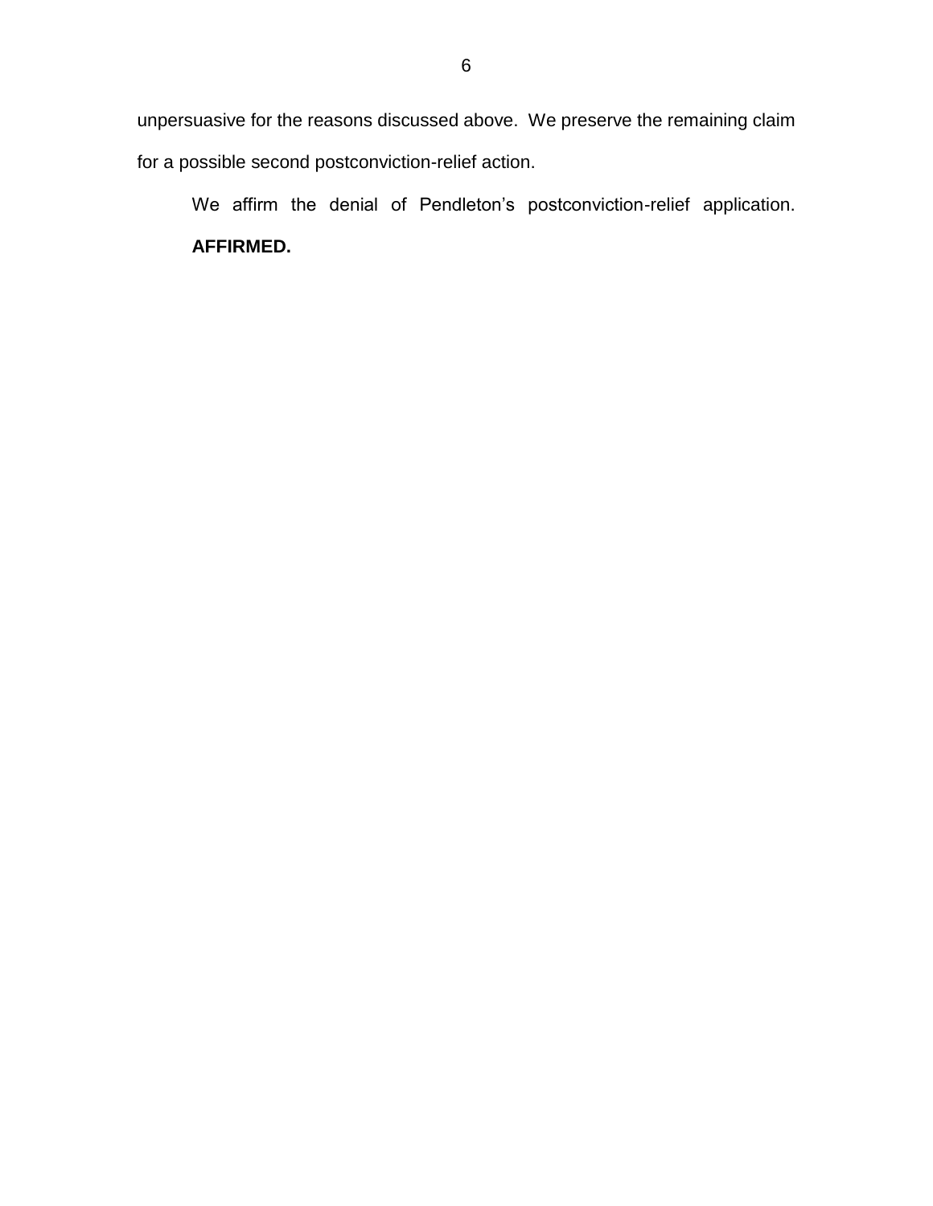unpersuasive for the reasons discussed above. We preserve the remaining claim for a possible second postconviction-relief action.

We affirm the denial of Pendleton's postconviction-relief application.

**AFFIRMED.**